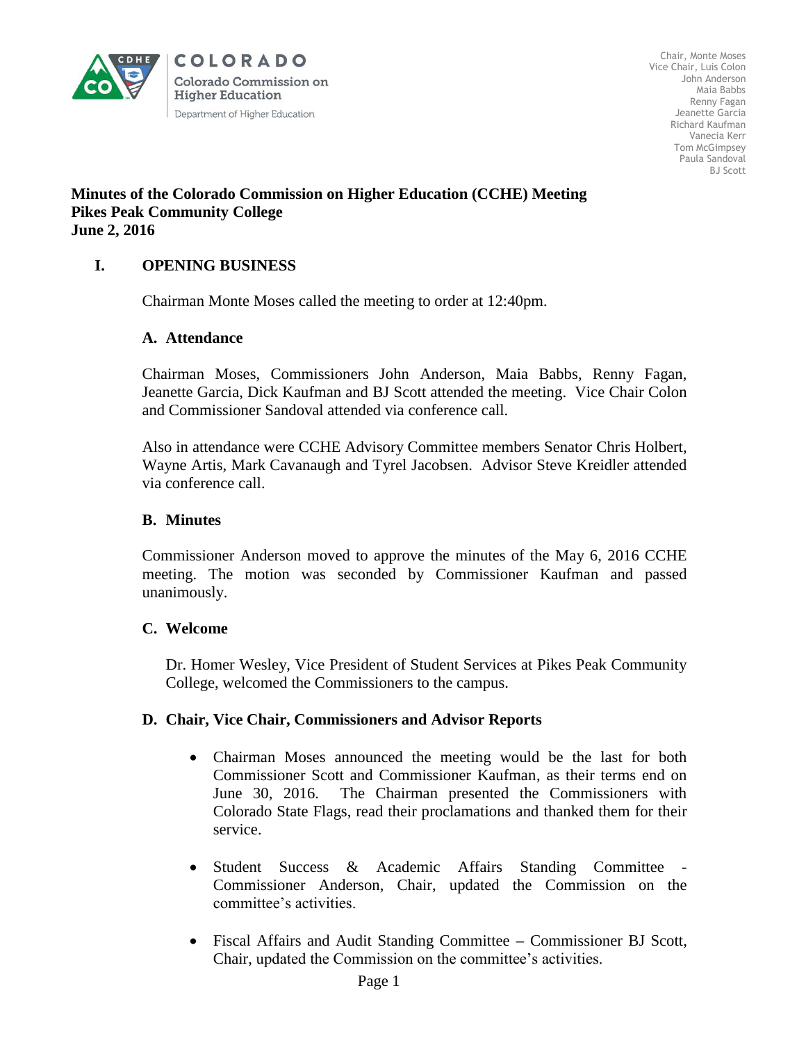COLORADO
Colorado Commission on Higher Education
Department of Higher Education

Chair, Monte Moses
Vice Chair, Luis Colon
John Anderson
Maia Babbs
Renny Fagan
Jeanette Garcia
Richard Kaufman
Vanecia Kerr
Tom McGimpsey
Paula Sandoval
BJ Scott

**Minutes of the Colorado Commission on Higher Education (CCHE) Meeting**
**Pikes Peak Community College**
**June 2, 2016**

## I. OPENING BUSINESS

Chairman Monte Moses called the meeting to order at 12:40pm.

### A. Attendance

Chairman Moses, Commissioners John Anderson, Maia Babbs, Renny Fagan, Jeanette Garcia, Dick Kaufman and BJ Scott attended the meeting. Vice Chair Colon and Commissioner Sandoval attended via conference call.

Also in attendance were CCHE Advisory Committee members Senator Chris Holbert, Wayne Artis, Mark Cavanaugh and Tyrel Jacobsen. Advisor Steve Kreidler attended via conference call.

### B. Minutes

Commissioner Anderson moved to approve the minutes of the May 6, 2016 CCHE meeting. The motion was seconded by Commissioner Kaufman and passed unanimously.

### C. Welcome

Dr. Homer Wesley, Vice President of Student Services at Pikes Peak Community College, welcomed the Commissioners to the campus.

### D. Chair, Vice Chair, Commissioners and Advisor Reports

- Chairman Moses announced the meeting would be the last for both Commissioner Scott and Commissioner Kaufman, as their terms end on June 30, 2016. The Chairman presented the Commissioners with Colorado State Flags, read their proclamations and thanked them for their service.
- Student Success & Academic Affairs Standing Committee - Commissioner Anderson, Chair, updated the Commission on the committee's activities.
- Fiscal Affairs and Audit Standing Committee – Commissioner BJ Scott, Chair, updated the Commission on the committee's activities.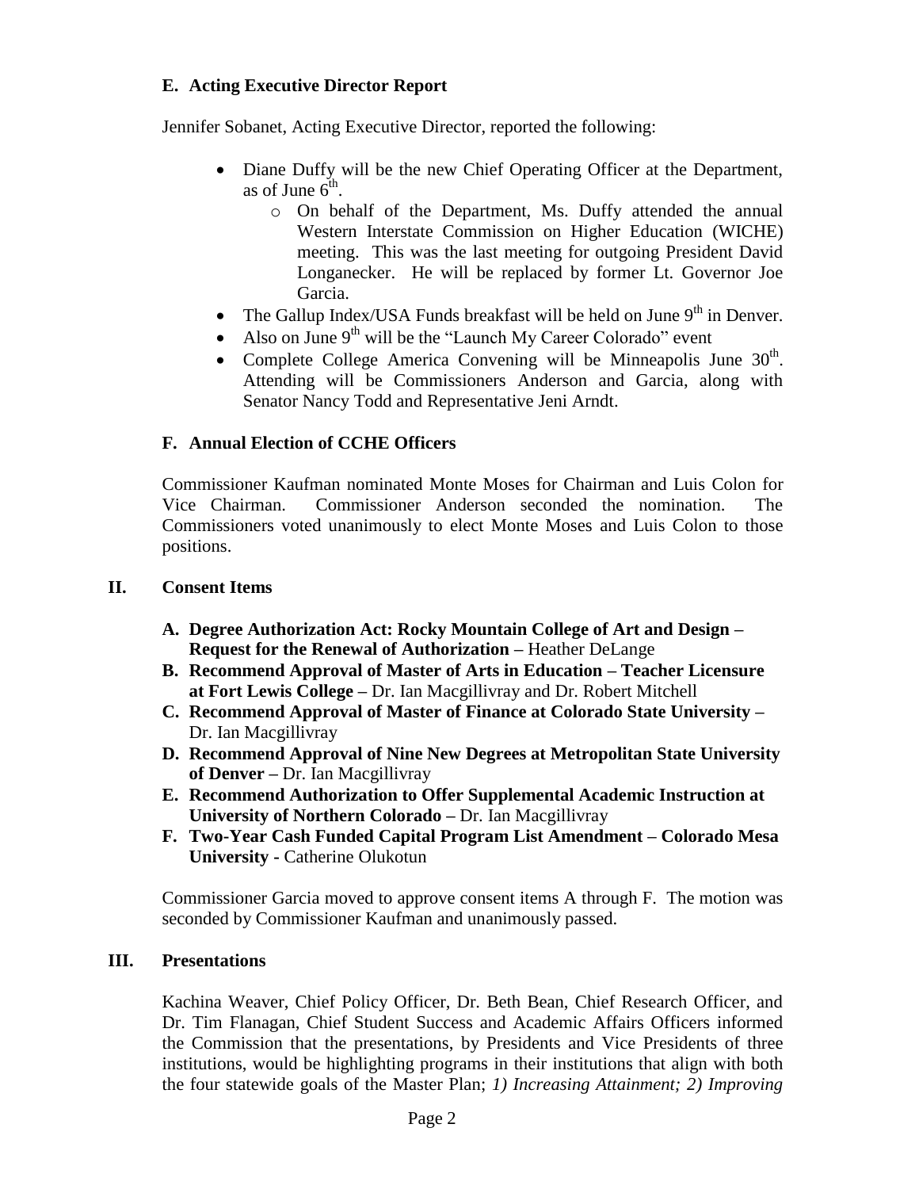### E. Acting Executive Director Report

Jennifer Sobanet, Acting Executive Director, reported the following:

- Diane Duffy will be the new Chief Operating Officer at the Department, as of June 6th.
    - On behalf of the Department, Ms. Duffy attended the annual Western Interstate Commission on Higher Education (WICHE) meeting. This was the last meeting for outgoing President David Longanecker. He will be replaced by former Lt. Governor Joe Garcia.
- The Gallup Index/USA Funds breakfast will be held on June 9th in Denver.
- Also on June 9th will be the "Launch My Career Colorado" event
- Complete College America Convening will be Minneapolis June 30th. Attending will be Commissioners Anderson and Garcia, along with Senator Nancy Todd and Representative Jeni Arndt.

### F. Annual Election of CCHE Officers

Commissioner Kaufman nominated Monte Moses for Chairman and Luis Colon for Vice Chairman. Commissioner Anderson seconded the nomination. The Commissioners voted unanimously to elect Monte Moses and Luis Colon to those positions.

## II. Consent Items

- **A. Degree Authorization Act: Rocky Mountain College of Art and Design – Request for the Renewal of Authorization –** Heather DeLange
- **B. Recommend Approval of Master of Arts in Education – Teacher Licensure at Fort Lewis College –** Dr. Ian Macgillivray and Dr. Robert Mitchell
- **C. Recommend Approval of Master of Finance at Colorado State University –** Dr. Ian Macgillivray
- **D. Recommend Approval of Nine New Degrees at Metropolitan State University of Denver –** Dr. Ian Macgillivray
- **E. Recommend Authorization to Offer Supplemental Academic Instruction at University of Northern Colorado –** Dr. Ian Macgillivray
- **F. Two-Year Cash Funded Capital Program List Amendment – Colorado Mesa University -** Catherine Olukotun

Commissioner Garcia moved to approve consent items A through F. The motion was seconded by Commissioner Kaufman and unanimously passed.

## III. Presentations

Kachina Weaver, Chief Policy Officer, Dr. Beth Bean, Chief Research Officer, and Dr. Tim Flanagan, Chief Student Success and Academic Affairs Officers informed the Commission that the presentations, by Presidents and Vice Presidents of three institutions, would be highlighting programs in their institutions that align with both the four statewide goals of the Master Plan; *1) Increasing Attainment; 2) Improving*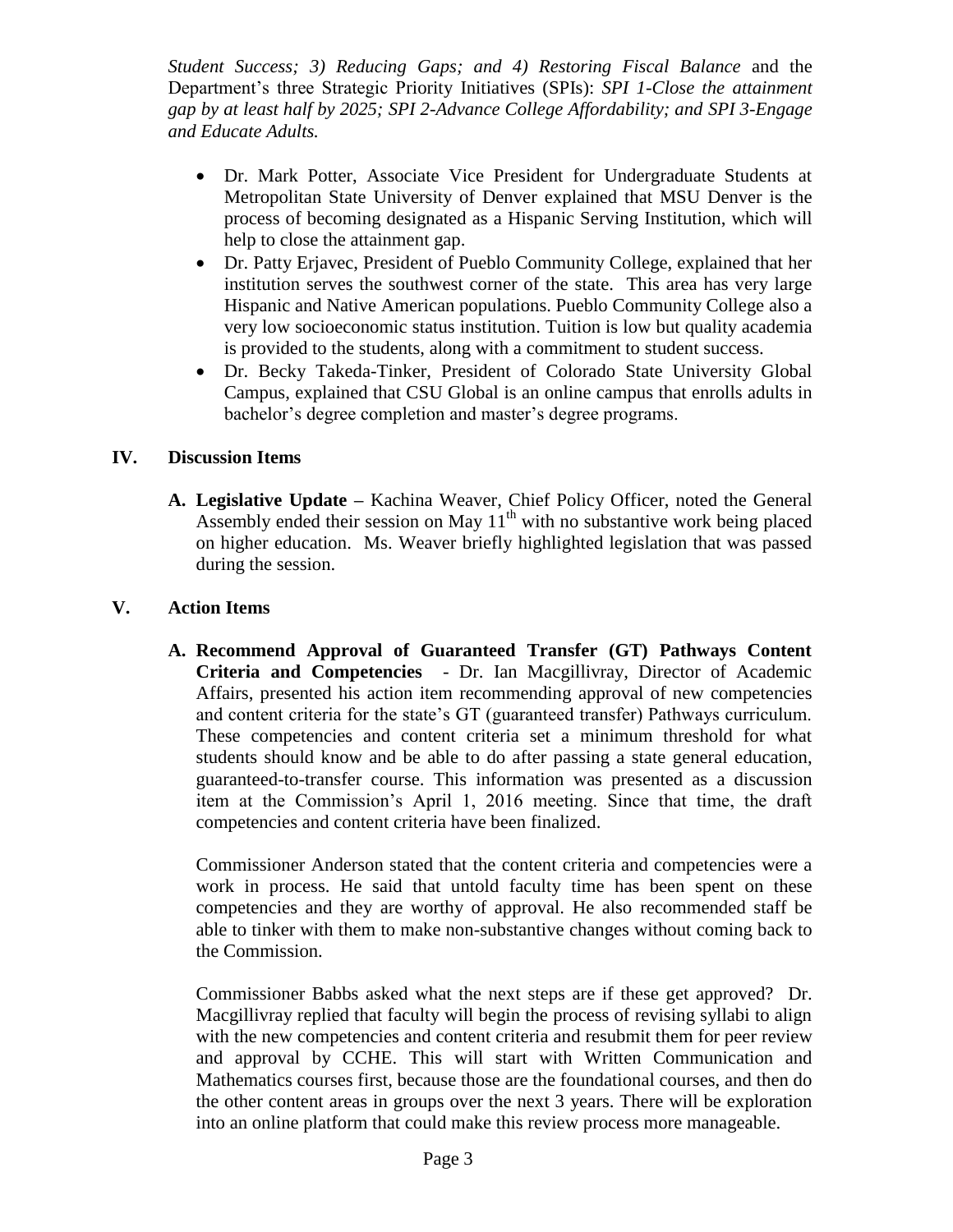*Student Success; 3) Reducing Gaps; and 4) Restoring Fiscal Balance* and the Department's three Strategic Priority Initiatives (SPIs): *SPI 1-Close the attainment gap by at least half by 2025; SPI 2-Advance College Affordability; and SPI 3-Engage and Educate Adults.*

- Dr. Mark Potter, Associate Vice President for Undergraduate Students at Metropolitan State University of Denver explained that MSU Denver is the process of becoming designated as a Hispanic Serving Institution, which will help to close the attainment gap.
- Dr. Patty Erjavec, President of Pueblo Community College, explained that her institution serves the southwest corner of the state. This area has very large Hispanic and Native American populations. Pueblo Community College also a very low socioeconomic status institution. Tuition is low but quality academia is provided to the students, along with a commitment to student success.
- Dr. Becky Takeda-Tinker, President of Colorado State University Global Campus, explained that CSU Global is an online campus that enrolls adults in bachelor's degree completion and master's degree programs.

## IV. Discussion Items

**A. Legislative Update –** Kachina Weaver, Chief Policy Officer, noted the General Assembly ended their session on May 11th with no substantive work being placed on higher education. Ms. Weaver briefly highlighted legislation that was passed during the session.

## V. Action Items

**A. Recommend Approval of Guaranteed Transfer (GT) Pathways Content Criteria and Competencies** - Dr. Ian Macgillivray, Director of Academic Affairs, presented his action item recommending approval of new competencies and content criteria for the state's GT (guaranteed transfer) Pathways curriculum. These competencies and content criteria set a minimum threshold for what students should know and be able to do after passing a state general education, guaranteed-to-transfer course. This information was presented as a discussion item at the Commission's April 1, 2016 meeting. Since that time, the draft competencies and content criteria have been finalized.

Commissioner Anderson stated that the content criteria and competencies were a work in process. He said that untold faculty time has been spent on these competencies and they are worthy of approval. He also recommended staff be able to tinker with them to make non-substantive changes without coming back to the Commission.

Commissioner Babbs asked what the next steps are if these get approved? Dr. Macgillivray replied that faculty will begin the process of revising syllabi to align with the new competencies and content criteria and resubmit them for peer review and approval by CCHE. This will start with Written Communication and Mathematics courses first, because those are the foundational courses, and then do the other content areas in groups over the next 3 years. There will be exploration into an online platform that could make this review process more manageable.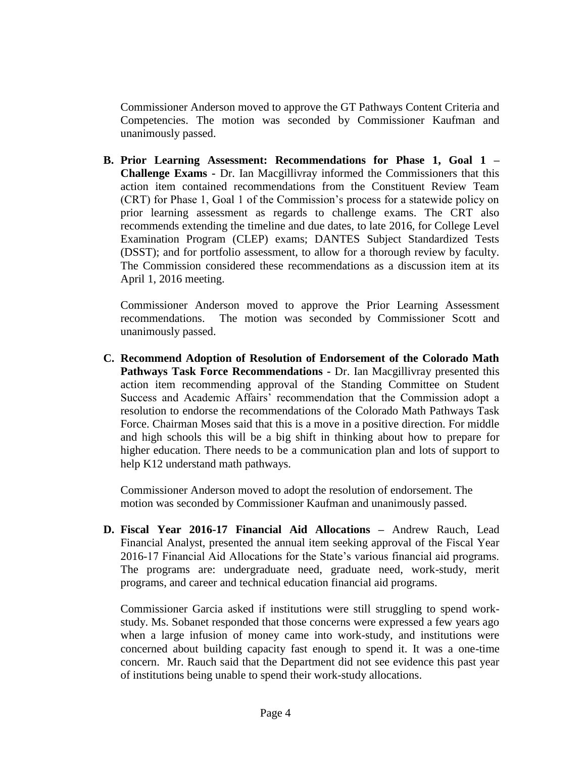Commissioner Anderson moved to approve the GT Pathways Content Criteria and Competencies. The motion was seconded by Commissioner Kaufman and unanimously passed.

**B. Prior Learning Assessment: Recommendations for Phase 1, Goal 1 – Challenge Exams -** Dr. Ian Macgillivray informed the Commissioners that this action item contained recommendations from the Constituent Review Team (CRT) for Phase 1, Goal 1 of the Commission's process for a statewide policy on prior learning assessment as regards to challenge exams. The CRT also recommends extending the timeline and due dates, to late 2016, for College Level Examination Program (CLEP) exams; DANTES Subject Standardized Tests (DSST); and for portfolio assessment, to allow for a thorough review by faculty. The Commission considered these recommendations as a discussion item at its April 1, 2016 meeting.

Commissioner Anderson moved to approve the Prior Learning Assessment recommendations. The motion was seconded by Commissioner Scott and unanimously passed.

**C. Recommend Adoption of Resolution of Endorsement of the Colorado Math Pathways Task Force Recommendations -** Dr. Ian Macgillivray presented this action item recommending approval of the Standing Committee on Student Success and Academic Affairs' recommendation that the Commission adopt a resolution to endorse the recommendations of the Colorado Math Pathways Task Force. Chairman Moses said that this is a move in a positive direction. For middle and high schools this will be a big shift in thinking about how to prepare for higher education. There needs to be a communication plan and lots of support to help K12 understand math pathways.

Commissioner Anderson moved to adopt the resolution of endorsement. The motion was seconded by Commissioner Kaufman and unanimously passed.

**D. Fiscal Year 2016-17 Financial Aid Allocations –** Andrew Rauch, Lead Financial Analyst, presented the annual item seeking approval of the Fiscal Year 2016-17 Financial Aid Allocations for the State's various financial aid programs. The programs are: undergraduate need, graduate need, work-study, merit programs, and career and technical education financial aid programs.

Commissioner Garcia asked if institutions were still struggling to spend work-study. Ms. Sobanet responded that those concerns were expressed a few years ago when a large infusion of money came into work-study, and institutions were concerned about building capacity fast enough to spend it. It was a one-time concern. Mr. Rauch said that the Department did not see evidence this past year of institutions being unable to spend their work-study allocations.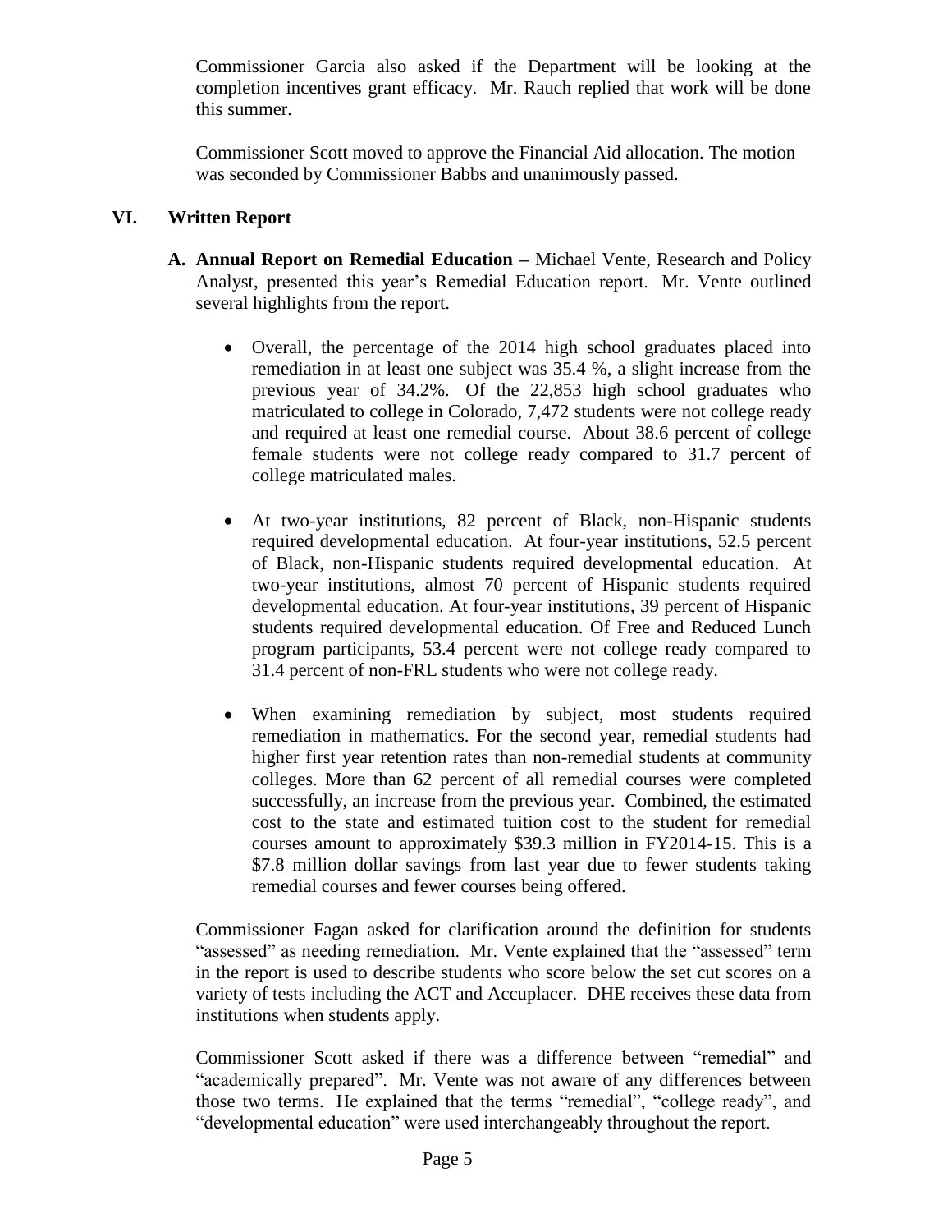Commissioner Garcia also asked if the Department will be looking at the completion incentives grant efficacy. Mr. Rauch replied that work will be done this summer.

Commissioner Scott moved to approve the Financial Aid allocation. The motion was seconded by Commissioner Babbs and unanimously passed.

## VI. Written Report

**A. Annual Report on Remedial Education –** Michael Vente, Research and Policy Analyst, presented this year's Remedial Education report. Mr. Vente outlined several highlights from the report.

- Overall, the percentage of the 2014 high school graduates placed into remediation in at least one subject was 35.4 %, a slight increase from the previous year of 34.2%. Of the 22,853 high school graduates who matriculated to college in Colorado, 7,472 students were not college ready and required at least one remedial course. About 38.6 percent of college female students were not college ready compared to 31.7 percent of college matriculated males.

- At two-year institutions, 82 percent of Black, non-Hispanic students required developmental education. At four-year institutions, 52.5 percent of Black, non-Hispanic students required developmental education. At two-year institutions, almost 70 percent of Hispanic students required developmental education. At four-year institutions, 39 percent of Hispanic students required developmental education. Of Free and Reduced Lunch program participants, 53.4 percent were not college ready compared to 31.4 percent of non-FRL students who were not college ready.

- When examining remediation by subject, most students required remediation in mathematics. For the second year, remedial students had higher first year retention rates than non-remedial students at community colleges. More than 62 percent of all remedial courses were completed successfully, an increase from the previous year. Combined, the estimated cost to the state and estimated tuition cost to the student for remedial courses amount to approximately $39.3 million in FY2014-15. This is a $7.8 million dollar savings from last year due to fewer students taking remedial courses and fewer courses being offered.

Commissioner Fagan asked for clarification around the definition for students "assessed" as needing remediation. Mr. Vente explained that the "assessed" term in the report is used to describe students who score below the set cut scores on a variety of tests including the ACT and Accuplacer. DHE receives these data from institutions when students apply.

Commissioner Scott asked if there was a difference between "remedial" and "academically prepared". Mr. Vente was not aware of any differences between those two terms. He explained that the terms "remedial", "college ready", and "developmental education" were used interchangeably throughout the report.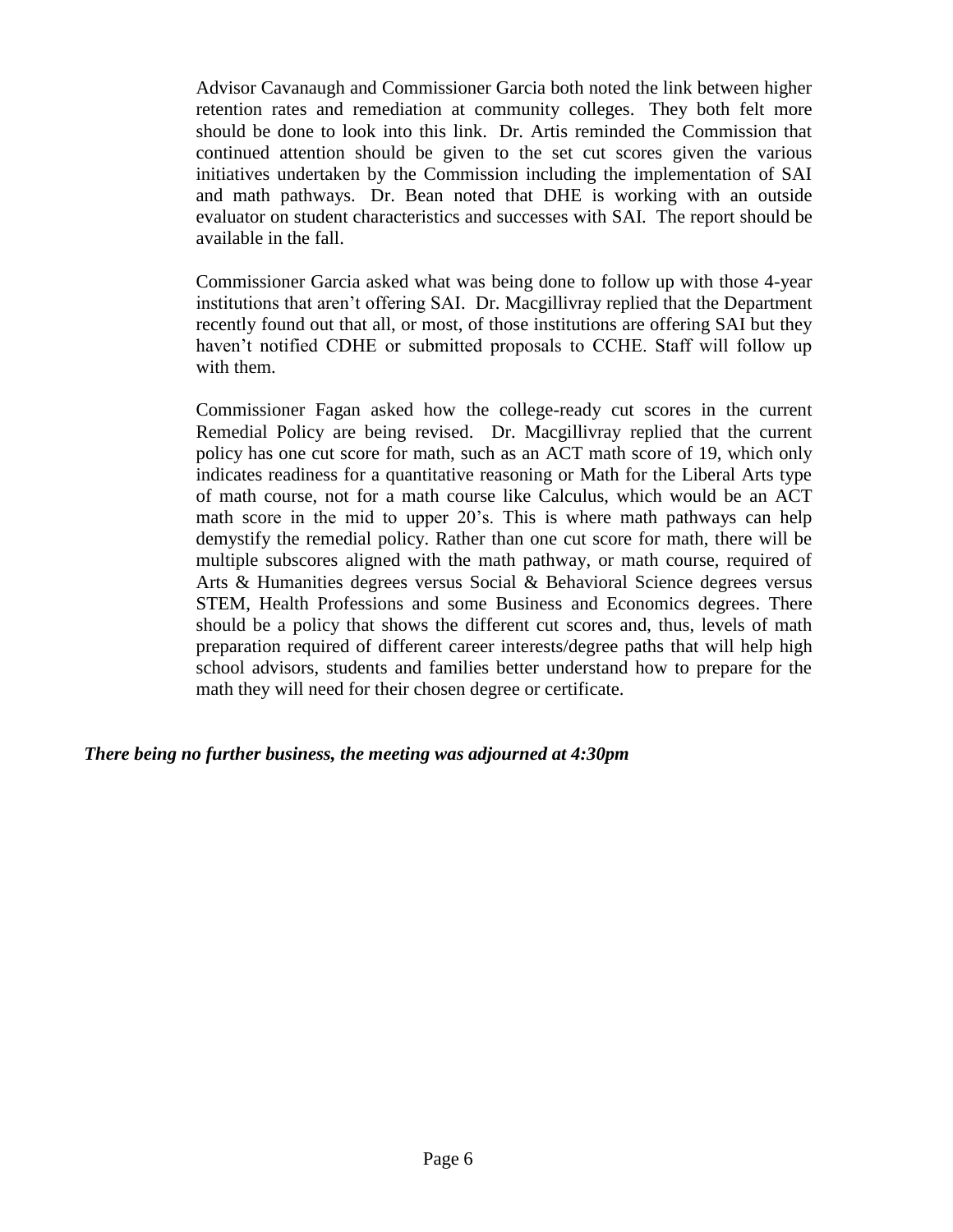Advisor Cavanaugh and Commissioner Garcia both noted the link between higher retention rates and remediation at community colleges. They both felt more should be done to look into this link. Dr. Artis reminded the Commission that continued attention should be given to the set cut scores given the various initiatives undertaken by the Commission including the implementation of SAI and math pathways. Dr. Bean noted that DHE is working with an outside evaluator on student characteristics and successes with SAI. The report should be available in the fall.

Commissioner Garcia asked what was being done to follow up with those 4-year institutions that aren't offering SAI. Dr. Macgillivray replied that the Department recently found out that all, or most, of those institutions are offering SAI but they haven't notified CDHE or submitted proposals to CCHE. Staff will follow up with them.

Commissioner Fagan asked how the college-ready cut scores in the current Remedial Policy are being revised. Dr. Macgillivray replied that the current policy has one cut score for math, such as an ACT math score of 19, which only indicates readiness for a quantitative reasoning or Math for the Liberal Arts type of math course, not for a math course like Calculus, which would be an ACT math score in the mid to upper 20's. This is where math pathways can help demystify the remedial policy. Rather than one cut score for math, there will be multiple subscores aligned with the math pathway, or math course, required of Arts & Humanities degrees versus Social & Behavioral Science degrees versus STEM, Health Professions and some Business and Economics degrees. There should be a policy that shows the different cut scores and, thus, levels of math preparation required of different career interests/degree paths that will help high school advisors, students and families better understand how to prepare for the math they will need for their chosen degree or certificate.

***There being no further business, the meeting was adjourned at 4:30pm***